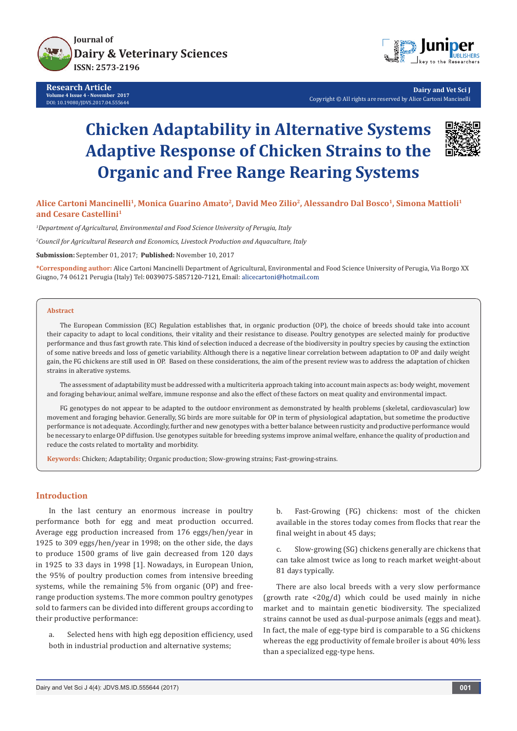Journal of
**Dairy & Veterinary Sciences**
**ISSN: 2573-2196**

**Research Article**
**Volume 4 Issue 4 - November 2017**
DOI: 10.19080/JDVS.2017.04.555644

**Dairy and Vet Sci J**
Copyright © All rights are reserved by Alice Cartoni Mancinelli

# Chicken Adaptability in Alternative Systems Adaptive Response of Chicken Strains to the Organic and Free Range Rearing Systems

**Alice Cartoni Mancinelli[1], Monica Guarino Amato[2], David Meo Zilio[2], Alessandro Dal Bosco[1], Simona Mattioli[1] and Cesare Castellini[1]**

*[1]Department of Agricultural, Environmental and Food Science University of Perugia, Italy*

*[2]Council for Agricultural Research and Economics, Livestock Production and Aquaculture, Italy*

**Submission:** September 01, 2017; **Published:** November 10, 2017

**\*Corresponding author:** Alice Cartoni Mancinelli Department of Agricultural, Environmental and Food Science University of Perugia, Via Borgo XX Giugno, 74 06121 Perugia (Italy) Tel: 0039075-5857120-7121, Email: alicecartoni@hotmail.com

## Abstract

The European Commission (EC) Regulation establishes that, in organic production (OP), the choice of breeds should take into account their capacity to adapt to local conditions, their vitality and their resistance to disease. Poultry genotypes are selected mainly for productive performance and thus fast growth rate. This kind of selection induced a decrease of the biodiversity in poultry species by causing the extinction of some native breeds and loss of genetic variability. Although there is a negative linear correlation between adaptation to OP and daily weight gain, the FG chickens are still used in OP. Based on these considerations, the aim of the present review was to address the adaptation of chicken strains in alterative systems.

The assessment of adaptability must be addressed with a multicriteria approach taking into account main aspects as: body weight, movement and foraging behaviour, animal welfare, immune response and also the effect of these factors on meat quality and environmental impact.

FG genotypes do not appear to be adapted to the outdoor environment as demonstrated by health problems (skeletal, cardiovascular) low movement and foraging behavior. Generally, SG birds are more suitable for OP in term of physiological adaptation, but sometime the productive performance is not adequate. Accordingly, further and new genotypes with a better balance between rusticity and productive performance would be necessary to enlarge OP diffusion. Use genotypes suitable for breeding systems improve animal welfare, enhance the quality of production and reduce the costs related to mortality and morbidity.

**Keywords:** Chicken; Adaptability; Organic production; Slow-growing strains; Fast-growing-strains.

## Introduction

In the last century an enormous increase in poultry performance both for egg and meat production occurred. Average egg production increased from 176 eggs/hen/year in 1925 to 309 eggs/hen/year in 1998; on the other side, the days to produce 1500 grams of live gain decreased from 120 days in 1925 to 33 days in 1998 [1]. Nowadays, in European Union, the 95% of poultry production comes from intensive breeding systems, while the remaining 5% from organic (OP) and free-range production systems. The more common poultry genotypes sold to farmers can be divided into different groups according to their productive performance:

a. Selected hens with high egg deposition efficiency, used both in industrial production and alternative systems;

b. Fast-Growing (FG) chickens: most of the chicken available in the stores today comes from flocks that rear the final weight in about 45 days;

c. Slow-growing (SG) chickens generally are chickens that can take almost twice as long to reach market weight-about 81 days typically.

There are also local breeds with a very slow performance (growth rate <20g/d) which could be used mainly in niche market and to maintain genetic biodiversity. The specialized strains cannot be used as dual-purpose animals (eggs and meat). In fact, the male of egg-type bird is comparable to a SG chickens whereas the egg productivity of female broiler is about 40% less than a specialized egg-type hens.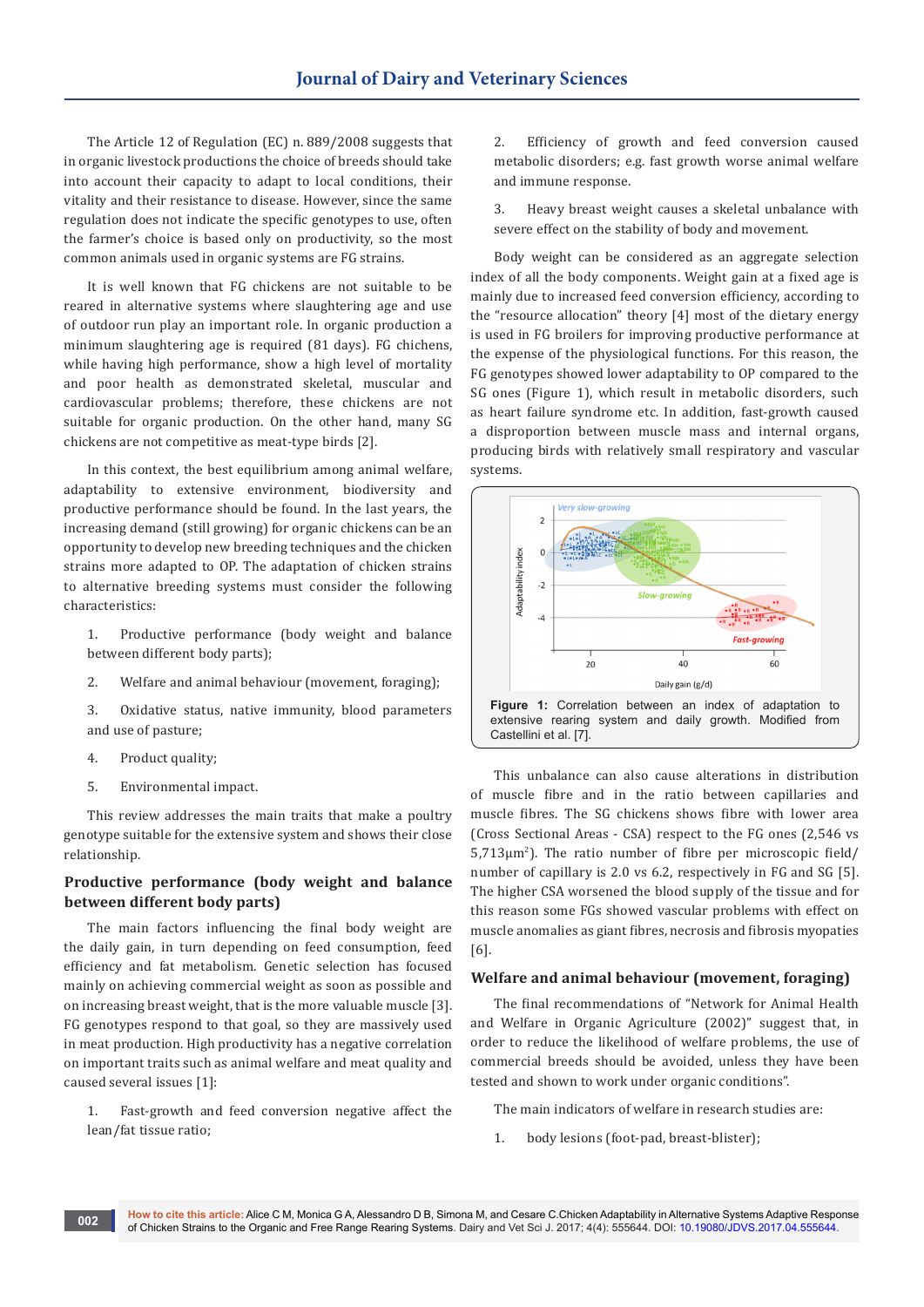The Article 12 of Regulation (EC) n. 889/2008 suggests that in organic livestock productions the choice of breeds should take into account their capacity to adapt to local conditions, their vitality and their resistance to disease. However, since the same regulation does not indicate the specific genotypes to use, often the farmer's choice is based only on productivity, so the most common animals used in organic systems are FG strains.

It is well known that FG chickens are not suitable to be reared in alternative systems where slaughtering age and use of outdoor run play an important role. In organic production a minimum slaughtering age is required (81 days). FG chichens, while having high performance, show a high level of mortality and poor health as demonstrated skeletal, muscular and cardiovascular problems; therefore, these chickens are not suitable for organic production. On the other hand, many SG chickens are not competitive as meat-type birds [2].

In this context, the best equilibrium among animal welfare, adaptability to extensive environment, biodiversity and productive performance should be found. In the last years, the increasing demand (still growing) for organic chickens can be an opportunity to develop new breeding techniques and the chicken strains more adapted to OP. The adaptation of chicken strains to alternative breeding systems must consider the following characteristics:

1. Productive performance (body weight and balance between different body parts);

2. Welfare and animal behaviour (movement, foraging);

3. Oxidative status, native immunity, blood parameters and use of pasture;

4. Product quality;

5. Environmental impact.

This review addresses the main traits that make a poultry genotype suitable for the extensive system and shows their close relationship.

## Productive performance (body weight and balance between different body parts)

The main factors influencing the final body weight are the daily gain, in turn depending on feed consumption, feed efficiency and fat metabolism. Genetic selection has focused mainly on achieving commercial weight as soon as possible and on increasing breast weight, that is the more valuable muscle [3]. FG genotypes respond to that goal, so they are massively used in meat production. High productivity has a negative correlation on important traits such as animal welfare and meat quality and caused several issues [1]:

1. Fast-growth and feed conversion negative affect the lean/fat tissue ratio;

2. Efficiency of growth and feed conversion caused metabolic disorders; e.g. fast growth worse animal welfare and immune response.

3. Heavy breast weight causes a skeletal unbalance with severe effect on the stability of body and movement.

Body weight can be considered as an aggregate selection index of all the body components. Weight gain at a fixed age is mainly due to increased feed conversion efficiency, according to the "resource allocation" theory [4] most of the dietary energy is used in FG broilers for improving productive performance at the expense of the physiological functions. For this reason, the FG genotypes showed lower adaptability to OP compared to the SG ones (Figure 1), which result in metabolic disorders, such as heart failure syndrome etc. In addition, fast-growth caused a disproportion between muscle mass and internal organs, producing birds with relatively small respiratory and vascular systems.

**Figure 1:** Correlation between an index of adaptation to extensive rearing system and daily growth. Modified from Castellini et al. [7].

This unbalance can also cause alterations in distribution of muscle fibre and in the ratio between capillaries and muscle fibres. The SG chickens shows fibre with lower area (Cross Sectional Areas - CSA) respect to the FG ones (2,546 vs 5,713µm$^2$). The ratio number of fibre per microscopic field/number of capillary is 2.0 vs 6.2, respectively in FG and SG [5]. The higher CSA worsened the blood supply of the tissue and for this reason some FGs showed vascular problems with effect on muscle anomalies as giant fibres, necrosis and fibrosis myopaties [6].

## Welfare and animal behaviour (movement, foraging)

The final recommendations of "Network for Animal Health and Welfare in Organic Agriculture (2002)" suggest that, in order to reduce the likelihood of welfare problems, the use of commercial breeds should be avoided, unless they have been tested and shown to work under organic conditions".

The main indicators of welfare in research studies are:

1. body lesions (foot-pad, breast-blister);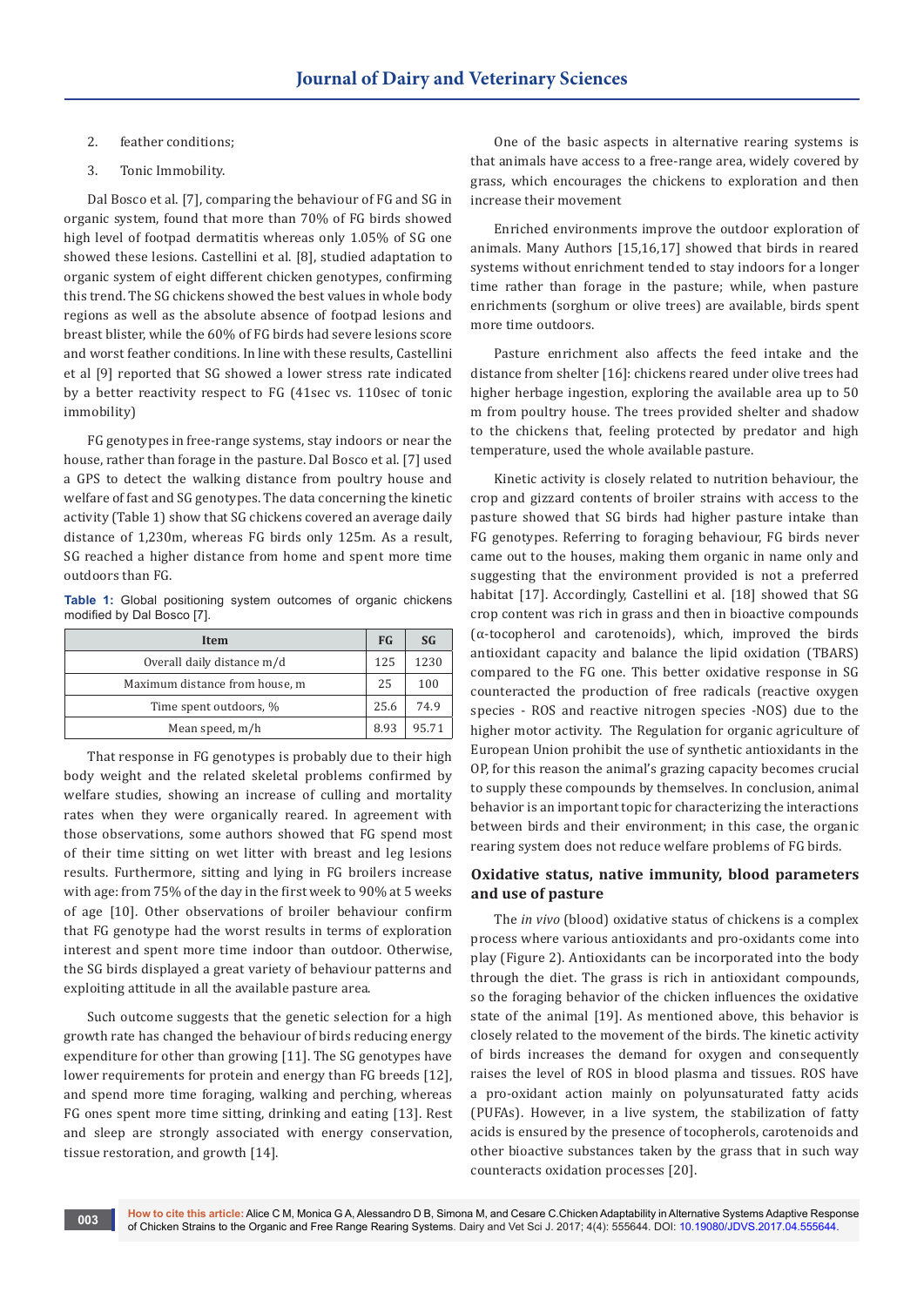2. feather conditions;

3. Tonic Immobility.

Dal Bosco et al. [7], comparing the behaviour of FG and SG in organic system, found that more than 70% of FG birds showed high level of footpad dermatitis whereas only 1.05% of SG one showed these lesions. Castellini et al. [8], studied adaptation to organic system of eight different chicken genotypes, confirming this trend. The SG chickens showed the best values in whole body regions as well as the absolute absence of footpad lesions and breast blister, while the 60% of FG birds had severe lesions score and worst feather conditions. In line with these results, Castellini et al [9] reported that SG showed a lower stress rate indicated by a better reactivity respect to FG (41sec vs. 110sec of tonic immobility)

FG genotypes in free-range systems, stay indoors or near the house, rather than forage in the pasture. Dal Bosco et al. [7] used a GPS to detect the walking distance from poultry house and welfare of fast and SG genotypes. The data concerning the kinetic activity (Table 1) show that SG chickens covered an average daily distance of 1,230m, whereas FG birds only 125m. As a result, SG reached a higher distance from home and spent more time outdoors than FG.

**Table 1:** Global positioning system outcomes of organic chickens modified by Dal Bosco [7].

| Item | FG | SG |
|---|---|---|
| Overall daily distance m/d | 125 | 1230 |
| Maximum distance from house, m | 25 | 100 |
| Time spent outdoors, % | 25.6 | 74.9 |
| Mean speed, m/h | 8.93 | 95.71 |

That response in FG genotypes is probably due to their high body weight and the related skeletal problems confirmed by welfare studies, showing an increase of culling and mortality rates when they were organically reared. In agreement with those observations, some authors showed that FG spend most of their time sitting on wet litter with breast and leg lesions results. Furthermore, sitting and lying in FG broilers increase with age: from 75% of the day in the first week to 90% at 5 weeks of age [10]. Other observations of broiler behaviour confirm that FG genotype had the worst results in terms of exploration interest and spent more time indoor than outdoor. Otherwise, the SG birds displayed a great variety of behaviour patterns and exploiting attitude in all the available pasture area.

Such outcome suggests that the genetic selection for a high growth rate has changed the behaviour of birds reducing energy expenditure for other than growing [11]. The SG genotypes have lower requirements for protein and energy than FG breeds [12], and spend more time foraging, walking and perching, whereas FG ones spent more time sitting, drinking and eating [13]. Rest and sleep are strongly associated with energy conservation, tissue restoration, and growth [14].

One of the basic aspects in alternative rearing systems is that animals have access to a free-range area, widely covered by grass, which encourages the chickens to exploration and then increase their movement

Enriched environments improve the outdoor exploration of animals. Many Authors [15,16,17] showed that birds in reared systems without enrichment tended to stay indoors for a longer time rather than forage in the pasture; while, when pasture enrichments (sorghum or olive trees) are available, birds spent more time outdoors.

Pasture enrichment also affects the feed intake and the distance from shelter [16]: chickens reared under olive trees had higher herbage ingestion, exploring the available area up to 50 m from poultry house. The trees provided shelter and shadow to the chickens that, feeling protected by predator and high temperature, used the whole available pasture.

Kinetic activity is closely related to nutrition behaviour, the crop and gizzard contents of broiler strains with access to the pasture showed that SG birds had higher pasture intake than FG genotypes. Referring to foraging behaviour, FG birds never came out to the houses, making them organic in name only and suggesting that the environment provided is not a preferred habitat [17]. Accordingly, Castellini et al. [18] showed that SG crop content was rich in grass and then in bioactive compounds (α-tocopherol and carotenoids), which, improved the birds antioxidant capacity and balance the lipid oxidation (TBARS) compared to the FG one. This better oxidative response in SG counteracted the production of free radicals (reactive oxygen species - ROS and reactive nitrogen species -NOS) due to the higher motor activity. The Regulation for organic agriculture of European Union prohibit the use of synthetic antioxidants in the OP, for this reason the animal's grazing capacity becomes crucial to supply these compounds by themselves. In conclusion, animal behavior is an important topic for characterizing the interactions between birds and their environment; in this case, the organic rearing system does not reduce welfare problems of FG birds.

## Oxidative status, native immunity, blood parameters and use of pasture

The *in vivo* (blood) oxidative status of chickens is a complex process where various antioxidants and pro-oxidants come into play (Figure 2). Antioxidants can be incorporated into the body through the diet. The grass is rich in antioxidant compounds, so the foraging behavior of the chicken influences the oxidative state of the animal [19]. As mentioned above, this behavior is closely related to the movement of the birds. The kinetic activity of birds increases the demand for oxygen and consequently raises the level of ROS in blood plasma and tissues. ROS have a pro-oxidant action mainly on polyunsaturated fatty acids (PUFAs). However, in a live system, the stabilization of fatty acids is ensured by the presence of tocopherols, carotenoids and other bioactive substances taken by the grass that in such way counteracts oxidation processes [20].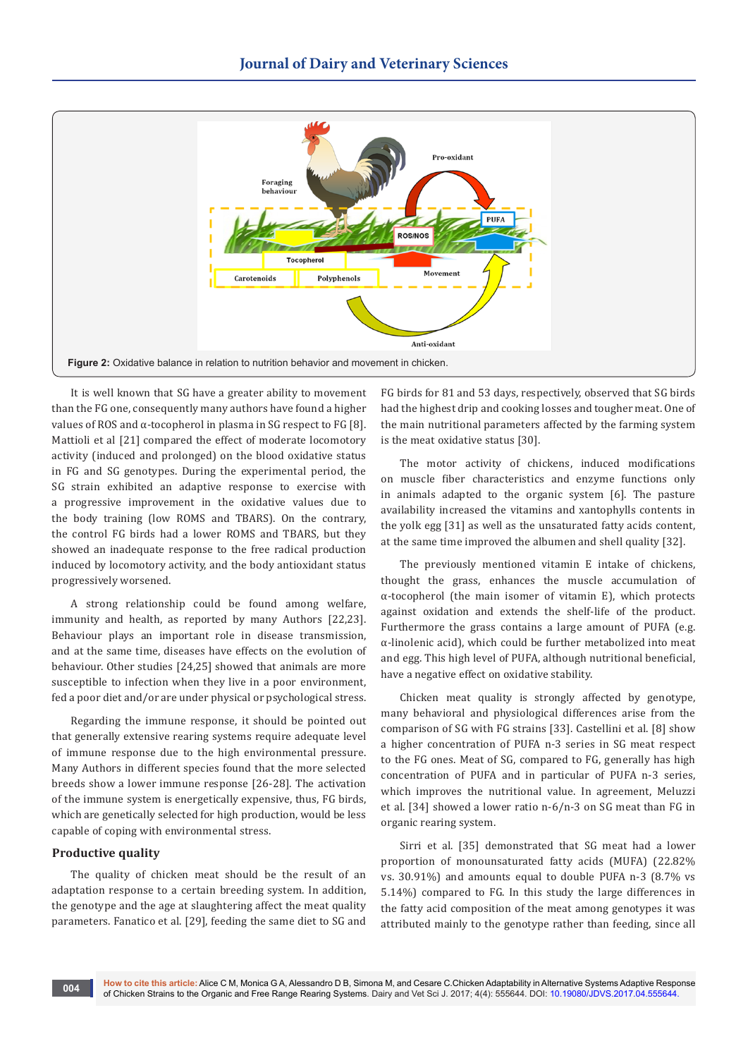Figure 2: Oxidative balance in relation to nutrition behavior and movement in chicken.

It is well known that SG have a greater ability to movement than the FG one, consequently many authors have found a higher values of ROS and α-tocopherol in plasma in SG respect to FG [8]. Mattioli et al [21] compared the effect of moderate locomotory activity (induced and prolonged) on the blood oxidative status in FG and SG genotypes. During the experimental period, the SG strain exhibited an adaptive response to exercise with a progressive improvement in the oxidative values due to the body training (low ROMS and TBARS). On the contrary, the control FG birds had a lower ROMS and TBARS, but they showed an inadequate response to the free radical production induced by locomotory activity, and the body antioxidant status progressively worsened.

A strong relationship could be found among welfare, immunity and health, as reported by many Authors [22,23]. Behaviour plays an important role in disease transmission, and at the same time, diseases have effects on the evolution of behaviour. Other studies [24,25] showed that animals are more susceptible to infection when they live in a poor environment, fed a poor diet and/or are under physical or psychological stress.

Regarding the immune response, it should be pointed out that generally extensive rearing systems require adequate level of immune response due to the high environmental pressure. Many Authors in different species found that the more selected breeds show a lower immune response [26-28]. The activation of the immune system is energetically expensive, thus, FG birds, which are genetically selected for high production, would be less capable of coping with environmental stress.

## Productive quality

The quality of chicken meat should be the result of an adaptation response to a certain breeding system. In addition, the genotype and the age at slaughtering affect the meat quality parameters. Fanatico et al. [29], feeding the same diet to SG and FG birds for 81 and 53 days, respectively, observed that SG birds had the highest drip and cooking losses and tougher meat. One of the main nutritional parameters affected by the farming system is the meat oxidative status [30].

The motor activity of chickens, induced modifications on muscle fiber characteristics and enzyme functions only in animals adapted to the organic system [6]. The pasture availability increased the vitamins and xantophylls contents in the yolk egg [31] as well as the unsaturated fatty acids content, at the same time improved the albumen and shell quality [32].

The previously mentioned vitamin E intake of chickens, thought the grass, enhances the muscle accumulation of α-tocopherol (the main isomer of vitamin E), which protects against oxidation and extends the shelf-life of the product. Furthermore the grass contains a large amount of PUFA (e.g. α-linolenic acid), which could be further metabolized into meat and egg. This high level of PUFA, although nutritional beneficial, have a negative effect on oxidative stability.

Chicken meat quality is strongly affected by genotype, many behavioral and physiological differences arise from the comparison of SG with FG strains [33]. Castellini et al. [8] show a higher concentration of PUFA n-3 series in SG meat respect to the FG ones. Meat of SG, compared to FG, generally has high concentration of PUFA and in particular of PUFA n-3 series, which improves the nutritional value. In agreement, Meluzzi et al. [34] showed a lower ratio n-6/n-3 on SG meat than FG in organic rearing system.

Sirri et al. [35] demonstrated that SG meat had a lower proportion of monounsaturated fatty acids (MUFA) (22.82% vs. 30.91%) and amounts equal to double PUFA n-3 (8.7% vs 5.14%) compared to FG. In this study the large differences in the fatty acid composition of the meat among genotypes it was attributed mainly to the genotype rather than feeding, since all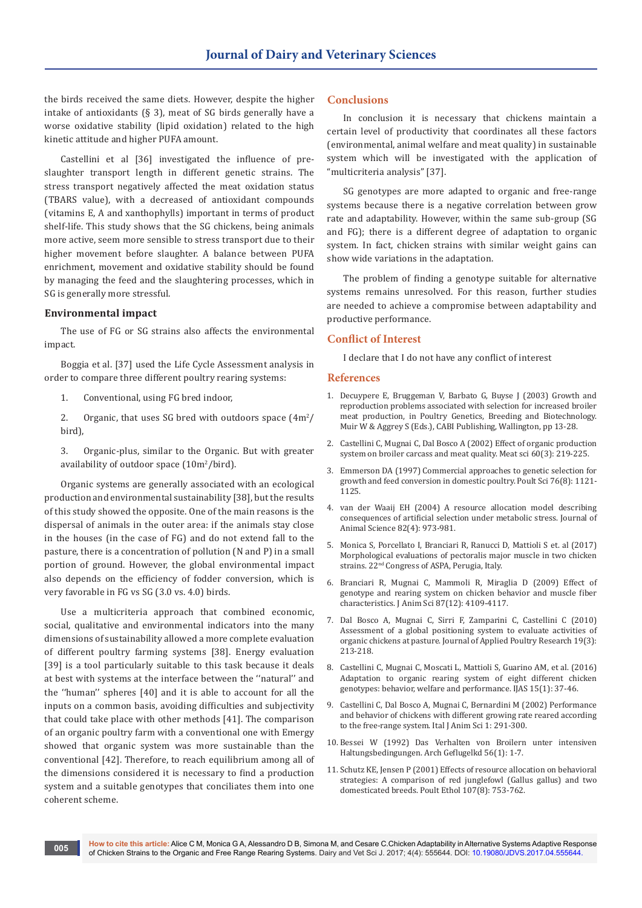the birds received the same diets. However, despite the higher intake of antioxidants (§ 3), meat of SG birds generally have a worse oxidative stability (lipid oxidation) related to the high kinetic attitude and higher PUFA amount.

Castellini et al [36] investigated the influence of pre-slaughter transport length in different genetic strains. The stress transport negatively affected the meat oxidation status (TBARS value), with a decreased of antioxidant compounds (vitamins E, A and xanthophylls) important in terms of product shelf-life. This study shows that the SG chickens, being animals more active, seem more sensible to stress transport due to their higher movement before slaughter. A balance between PUFA enrichment, movement and oxidative stability should be found by managing the feed and the slaughtering processes, which in SG is generally more stressful.

### Environmental impact

The use of FG or SG strains also affects the environmental impact.

Boggia et al. [37] used the Life Cycle Assessment analysis in order to compare three different poultry rearing systems:

1. Conventional, using FG bred indoor,
2. Organic, that uses SG bred with outdoors space ($4m^2$/bird),
3. Organic-plus, similar to the Organic. But with greater availability of outdoor space ($10m^2$/bird).

Organic systems are generally associated with an ecological production and environmental sustainability [38], but the results of this study showed the opposite. One of the main reasons is the dispersal of animals in the outer area: if the animals stay close in the houses (in the case of FG) and do not extend fall to the pasture, there is a concentration of pollution (N and P) in a small portion of ground. However, the global environmental impact also depends on the efficiency of fodder conversion, which is very favorable in FG vs SG (3.0 vs. 4.0) birds.

Use a multicriteria approach that combined economic, social, qualitative and environmental indicators into the many dimensions of sustainability allowed a more complete evaluation of different poultry farming systems [38]. Energy evaluation [39] is a tool particularly suitable to this task because it deals at best with systems at the interface between the ''natural'' and the ''human'' spheres [40] and it is able to account for all the inputs on a common basis, avoiding difficulties and subjectivity that could take place with other methods [41]. The comparison of an organic poultry farm with a conventional one with Emergy showed that organic system was more sustainable than the conventional [42]. Therefore, to reach equilibrium among all of the dimensions considered it is necessary to find a production system and a suitable genotypes that conciliates them into one coherent scheme.

## Conclusions

In conclusion it is necessary that chickens maintain a certain level of productivity that coordinates all these factors (environmental, animal welfare and meat quality) in sustainable system which will be investigated with the application of "multicriteria analysis" [37].

SG genotypes are more adapted to organic and free-range systems because there is a negative correlation between grow rate and adaptability. However, within the same sub-group (SG and FG); there is a different degree of adaptation to organic system. In fact, chicken strains with similar weight gains can show wide variations in the adaptation.

The problem of finding a genotype suitable for alternative systems remains unresolved. For this reason, further studies are needed to achieve a compromise between adaptability and productive performance.

## Conflict of Interest

I declare that I do not have any conflict of interest

## References

1. Decuypere E, Bruggeman V, Barbato G, Buyse J (2003) Growth and reproduction problems associated with selection for increased broiler meat production, in Poultry Genetics, Breeding and Biotechnology. Muir W & Aggrey S (Eds.), CABI Publishing, Wallington, pp 13-28.
2. Castellini C, Mugnai C, Dal Bosco A (2002) Effect of organic production system on broiler carcass and meat quality. Meat sci 60(3): 219-225.
3. Emmerson DA (1997) Commercial approaches to genetic selection for growth and feed conversion in domestic poultry. Poult Sci 76(8): 1121-1125.
4. van der Waaij EH (2004) A resource allocation model describing consequences of artificial selection under metabolic stress. Journal of Animal Science 82(4): 973-981.
5. Monica S, Porcellato I, Branciari R, Ranucci D, Mattioli S et. al (2017) Morphological evaluations of pectoralis major muscle in two chicken strains. 22nd Congress of ASPA, Perugia, Italy.
6. Branciari R, Mugnai C, Mammoli R, Miraglia D (2009) Effect of genotype and rearing system on chicken behavior and muscle fiber characteristics. J Anim Sci 87(12): 4109-4117.
7. Dal Bosco A, Mugnai C, Sirri F, Zamparini C, Castellini C (2010) Assessment of a global positioning system to evaluate activities of organic chickens at pasture. Journal of Applied Poultry Research 19(3): 213-218.
8. Castellini C, Mugnai C, Moscati L, Mattioli S, Guarino AM, et al. (2016) Adaptation to organic rearing system of eight different chicken genotypes: behavior, welfare and performance. IJAS 15(1): 37-46.
9. Castellini C, Dal Bosco A, Mugnai C, Bernardini M (2002) Performance and behavior of chickens with different growing rate reared according to the free-range system. Ital J Anim Sci 1: 291-300.
10. Bessei W (1992) Das Verhalten von Broilern unter intensiven Haltungsbedingungen. Arch Geflugelkd 56(1): 1-7.
11. Schutz KE, Jensen P (2001) Effects of resource allocation on behavioral strategies: A comparison of red junglefowl (Gallus gallus) and two domesticated breeds. Poult Ethol 107(8): 753-762.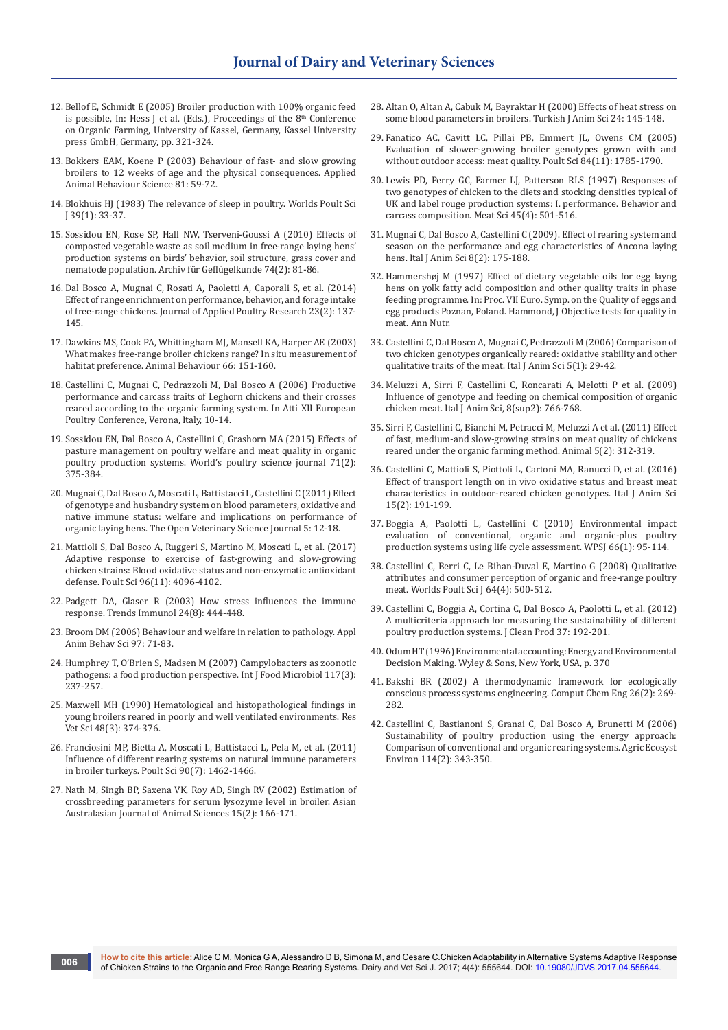12. Bellof E, Schmidt E (2005) Broiler production with 100% organic feed is possible, In: Hess J et al. (Eds.), Proceedings of the 8th Conference on Organic Farming, University of Kassel, Germany, Kassel University press GmbH, Germany, pp. 321-324.
13. Bokkers EAM, Koene P (2003) Behaviour of fast- and slow growing broilers to 12 weeks of age and the physical consequences. Applied Animal Behaviour Science 81: 59-72.
14. Blokhuis HJ (1983) The relevance of sleep in poultry. Worlds Poult Sci J 39(1): 33-37.
15. Sossidou EN, Rose SP, Hall NW, Tserveni-Goussi A (2010) Effects of composted vegetable waste as soil medium in free-range laying hens' production systems on birds' behavior, soil structure, grass cover and nematode population. Archiv für Geflügelkunde 74(2): 81-86.
16. Dal Bosco A, Mugnai C, Rosati A, Paoletti A, Caporali S, et al. (2014) Effect of range enrichment on performance, behavior, and forage intake of free-range chickens. Journal of Applied Poultry Research 23(2): 137-145.
17. Dawkins MS, Cook PA, Whittingham MJ, Mansell KA, Harper AE (2003) What makes free-range broiler chickens range? In situ measurement of habitat preference. Animal Behaviour 66: 151-160.
18. Castellini C, Mugnai C, Pedrazzoli M, Dal Bosco A (2006) Productive performance and carcass traits of Leghorn chickens and their crosses reared according to the organic farming system. In Atti XII European Poultry Conference, Verona, Italy, 10-14.
19. Sossidou EN, Dal Bosco A, Castellini C, Grashorn MA (2015) Effects of pasture management on poultry welfare and meat quality in organic poultry production systems. World's poultry science journal 71(2): 375-384.
20. Mugnai C, Dal Bosco A, Moscati L, Battistacci L, Castellini C (2011) Effect of genotype and husbandry system on blood parameters, oxidative and native immune status: welfare and implications on performance of organic laying hens. The Open Veterinary Science Journal 5: 12-18.
21. Mattioli S, Dal Bosco A, Ruggeri S, Martino M, Moscati L, et al. (2017) Adaptive response to exercise of fast-growing and slow-growing chicken strains: Blood oxidative status and non-enzymatic antioxidant defense. Poult Sci 96(11): 4096-4102.
22. Padgett DA, Glaser R (2003) How stress influences the immune response. Trends Immunol 24(8): 444-448.
23. Broom DM (2006) Behaviour and welfare in relation to pathology. Appl Anim Behav Sci 97: 71-83.
24. Humphrey T, O'Brien S, Madsen M (2007) Campylobacters as zoonotic pathogens: a food production perspective. Int J Food Microbiol 117(3): 237-257.
25. Maxwell MH (1990) Hematological and histopathological findings in young broilers reared in poorly and well ventilated environments. Res Vet Sci 48(3): 374-376.
26. Franciosini MP, Bietta A, Moscati L, Battistacci L, Pela M, et al. (2011) Influence of different rearing systems on natural immune parameters in broiler turkeys. Poult Sci 90(7): 1462-1466.
27. Nath M, Singh BP, Saxena VK, Roy AD, Singh RV (2002) Estimation of crossbreeding parameters for serum lysozyme level in broiler. Asian Australasian Journal of Animal Sciences 15(2): 166-171.
28. Altan O, Altan A, Cabuk M, Bayraktar H (2000) Effects of heat stress on some blood parameters in broilers. Turkish J Anim Sci 24: 145-148.
29. Fanatico AC, Cavitt LC, Pillai PB, Emmert JL, Owens CM (2005) Evaluation of slower-growing broiler genotypes grown with and without outdoor access: meat quality. Poult Sci 84(11): 1785-1790.
30. Lewis PD, Perry GC, Farmer LJ, Patterson RLS (1997) Responses of two genotypes of chicken to the diets and stocking densities typical of UK and label rouge production systems: I. performance. Behavior and carcass composition. Meat Sci 45(4): 501-516.
31. Mugnai C, Dal Bosco A, Castellini C (2009). Effect of rearing system and season on the performance and egg characteristics of Ancona laying hens. Ital J Anim Sci 8(2): 175-188.
32. Hammershøj M (1997) Effect of dietary vegetable oils for egg layng hens on yolk fatty acid composition and other quality traits in phase feeding programme. In: Proc. VII Euro. Symp. on the Quality of eggs and egg products Poznan, Poland. Hammond, J Objective tests for quality in meat. Ann Nutr.
33. Castellini C, Dal Bosco A, Mugnai C, Pedrazzoli M (2006) Comparison of two chicken genotypes organically reared: oxidative stability and other qualitative traits of the meat. Ital J Anim Sci 5(1): 29-42.
34. Meluzzi A, Sirri F, Castellini C, Roncarati A, Melotti P et al. (2009) Influence of genotype and feeding on chemical composition of organic chicken meat. Ital J Anim Sci, 8(sup2): 766-768.
35. Sirri F, Castellini C, Bianchi M, Petracci M, Meluzzi A et al. (2011) Effect of fast, medium-and slow-growing strains on meat quality of chickens reared under the organic farming method. Animal 5(2): 312-319.
36. Castellini C, Mattioli S, Piottoli L, Cartoni MA, Ranucci D, et al. (2016) Effect of transport length on in vivo oxidative status and breast meat characteristics in outdoor-reared chicken genotypes. Ital J Anim Sci 15(2): 191-199.
37. Boggia A, Paolotti L, Castellini C (2010) Environmental impact evaluation of conventional, organic and organic-plus poultry production systems using life cycle assessment. WPSJ 66(1): 95-114.
38. Castellini C, Berri C, Le Bihan-Duval E, Martino G (2008) Qualitative attributes and consumer perception of organic and free-range poultry meat. Worlds Poult Sci J 64(4): 500-512.
39. Castellini C, Boggia A, Cortina C, Dal Bosco A, Paolotti L, et al. (2012) A multicriteria approach for measuring the sustainability of different poultry production systems. J Clean Prod 37: 192-201.
40. Odum HT (1996) Environmental accounting: Energy and Environmental Decision Making. Wyley & Sons, New York, USA, p. 370
41. Bakshi BR (2002) A thermodynamic framework for ecologically conscious process systems engineering. Comput Chem Eng 26(2): 269-282.
42. Castellini C, Bastianoni S, Granai C, Dal Bosco A, Brunetti M (2006) Sustainability of poultry production using the energy approach: Comparison of conventional and organic rearing systems. Agric Ecosyst Environ 114(2): 343-350.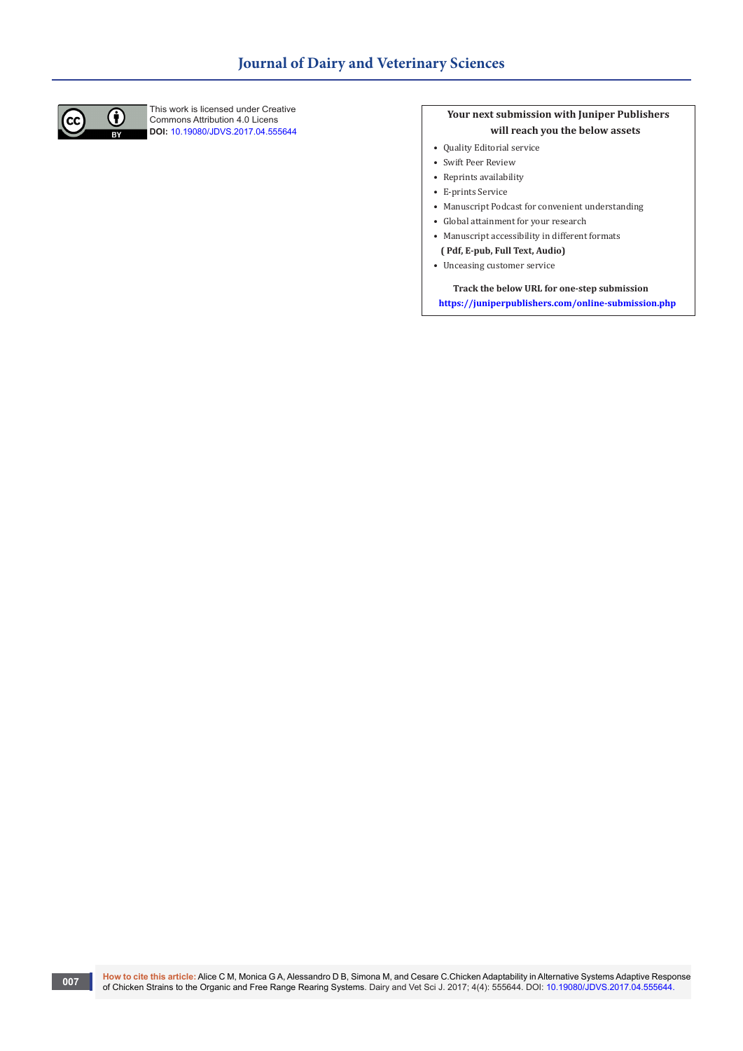This work is licensed under Creative Commons Attribution 4.0 Licens
**DOI:** 10.19080/JDVS.2017.04.555644

**Your next submission with Juniper Publishers will reach you the below assets**

- Quality Editorial service
- Swift Peer Review
- Reprints availability
- E-prints Service
- Manuscript Podcast for convenient understanding
- Global attainment for your research
- Manuscript accessibility in different formats
  **( Pdf, E-pub, Full Text, Audio)**
- Unceasing customer service

**Track the below URL for one-step submission**
**https://juniperpublishers.com/online-submission.php**

**How to cite this article:** Alice C M, Monica G A, Alessandro D B, Simona M, and Cesare C.Chicken Adaptability in Alternative Systems Adaptive Response of Chicken Strains to the Organic and Free Range Rearing Systems. Dairy and Vet Sci J. 2017; 4(4): 555644. DOI: 10.19080/JDVS.2017.04.555644.